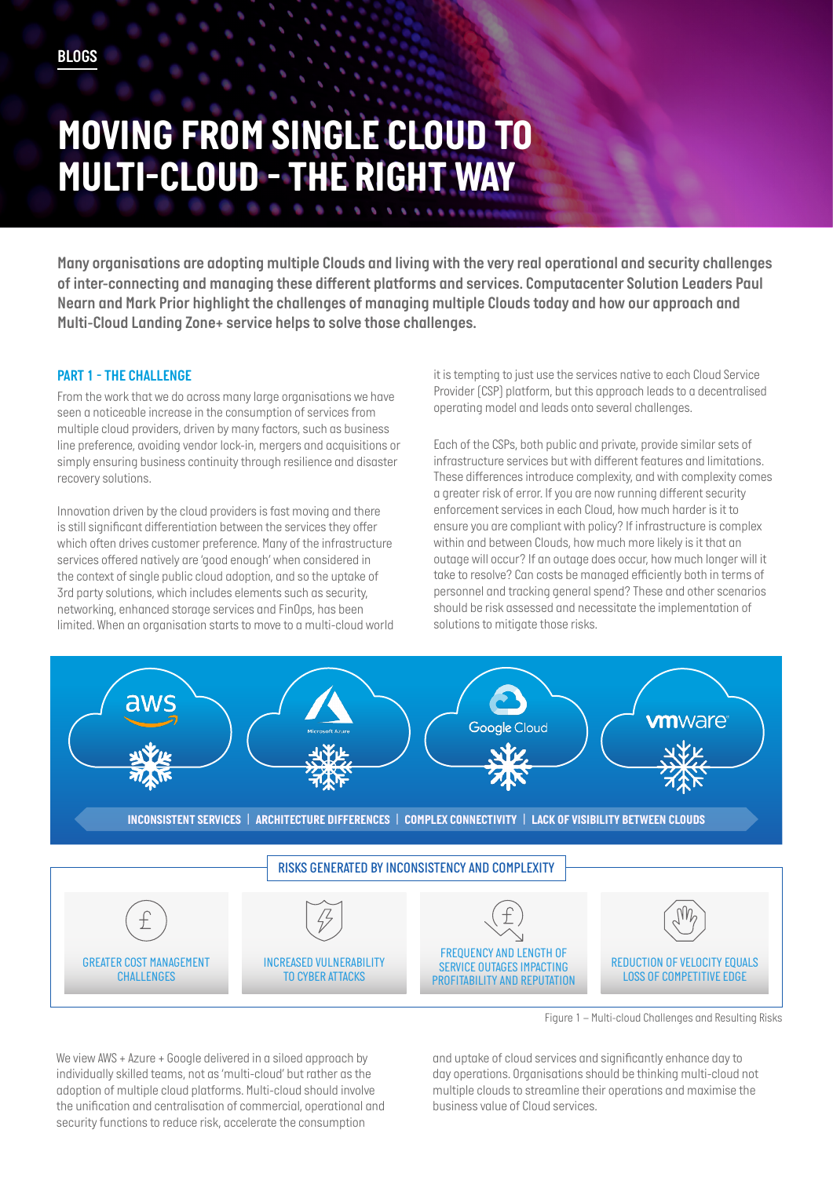BLOGS

# MOVING FROM SINGLE CLOUD TO MULTI-CLOUD – THE RIGHT WAY

**Many organisations are adopting multiple Clouds and living with the very real operational and security challenges of inter-connecting and managing these different platforms and services. Computacenter Solution Leaders Paul Nearn and Mark Prior highlight the challenges of managing multiple Clouds today and how our approach and Multi-Cloud Landing Zone+ service helps to solve those challenges.**

## PART 1 - THE CHALLENGE

From the work that we do across many large organisations we have seen a noticeable increase in the consumption of services from multiple cloud providers, driven by many factors, such as business line preference, avoiding vendor lock-in, mergers and acquisitions or simply ensuring business continuity through resilience and disaster recovery solutions.

Innovation driven by the cloud providers is fast moving and there is still significant differentiation between the services they offer which often drives customer preference. Many of the infrastructure services offered natively are 'good enough' when considered in the context of single public cloud adoption, and so the uptake of 3rd party solutions, which includes elements such as security, networking, enhanced storage services and FinOps, has been limited. When an organisation starts to move to a multi-cloud world it is tempting to just use the services native to each Cloud Service Provider (CSP) platform, but this approach leads to a decentralised operating model and leads onto several challenges.

Each of the CSPs, both public and private, provide similar sets of infrastructure services but with different features and limitations. These differences introduce complexity, and with complexity comes a greater risk of error. If you are now running different security enforcement services in each Cloud, how much harder is it to ensure you are compliant with policy? If infrastructure is complex within and between Clouds, how much more likely is it that an outage will occur? If an outage does occur, how much longer will it take to resolve? Can costs be managed efficiently both in terms of personnel and tracking general spend? These and other scenarios should be risk assessed and necessitate the implementation of solutions to mitigate those risks.

aws | Microsoft Azure | Google Cloud | vmware

INCONSISTENT SERVICES | ARCHITECTURE DIFFERENCES | COMPLEX CONNECTIVITY | LACK OF VISIBILITY BETWEEN CLOUDS

RISKS GENERATED BY INCONSISTENCY AND COMPLEXITY

- GREATER COST MANAGEMENT CHALLENGES
- INCREASED VULNERABILITY TO CYBER ATTACKS
- FREQUENCY AND LENGTH OF SERVICE OUTAGES IMPACTING PROFITABILITY AND REPUTATION
- REDUCTION OF VELOCITY EQUALS LOSS OF COMPETITIVE EDGE

Figure 1 – Multi-cloud Challenges and Resulting Risks

We view AWS + Azure + Google delivered in a siloed approach by individually skilled teams, not as 'multi-cloud' but rather as the adoption of multiple cloud platforms. Multi-cloud should involve the unification and centralisation of commercial, operational and security functions to reduce risk, accelerate the consumption and uptake of cloud services and significantly enhance day to day operations. Organisations should be thinking multi-cloud not multiple clouds to streamline their operations and maximise the business value of Cloud services.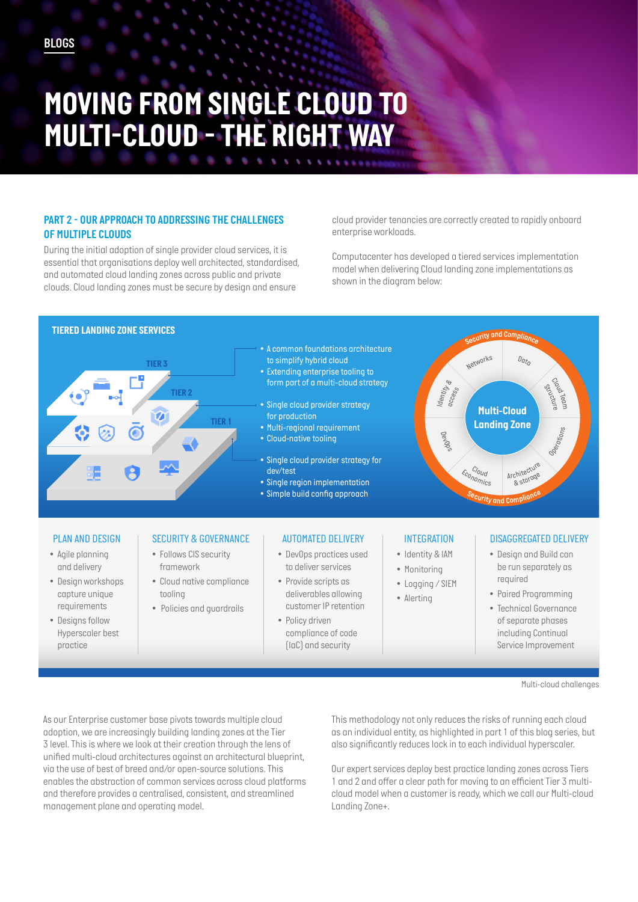BLOGS

# MOVING FROM SINGLE CLOUD TO MULTI-CLOUD – THE RIGHT WAY

## PART 2 - OUR APPROACH TO ADDRESSING THE CHALLENGES OF MULTIPLE CLOUDS

During the initial adoption of single provider cloud services, it is essential that organisations deploy well architected, standardised, and automated cloud landing zones across public and private clouds. Cloud landing zones must be secure by design and ensure cloud provider tenancies are correctly created to rapidly onboard enterprise workloads.

Computacenter has developed a tiered services implementation model when delivering Cloud landing zone implementations as shown in the diagram below:

### TIERED LANDING ZONE SERVICES

**TIER 3**
- A common foundations architecture to simplify hybrid cloud
- Extending enterprise tooling to form part of a multi-cloud strategy

**TIER 2**
- Single cloud provider strategy for production
- Multi-regional requirement
- Cloud-native tooling

**TIER 1**
- Single cloud provider strategy for dev/test
- Single region implementation
- Simple build config approach

**Multi-Cloud Landing Zone**: Networks, Data, Cloud Team Structure, Operations, Architecture & storage, Cloud Economics, DevOps, Identity & access — Security and Compliance

**PLAN AND DESIGN**
- Agile planning and delivery
- Design workshops capture unique requirements
- Designs follow Hyperscaler best practice

**SECURITY & GOVERNANCE**
- Follows CIS security framework
- Cloud native compliance tooling
- Policies and guardrails

**AUTOMATED DELIVERY**
- DevOps practices used to deliver services
- Provide scripts as deliverables allowing customer IP retention
- Policy driven compliance of code (IaC) and security

**INTEGRATION**
- Identity & IAM
- Monitoring
- Logging / SIEM
- Alerting

**DISAGGREGATED DELIVERY**
- Design and Build can be run separately as required
- Paired Programming
- Technical Governance of separate phases including Continual Service Improvement

Multi-cloud challenges

As our Enterprise customer base pivots towards multiple cloud adoption, we are increasingly building landing zones at the Tier 3 level. This is where we look at their creation through the lens of unified multi-cloud architectures against an architectural blueprint, via the use of best of breed and/or open-source solutions. This enables the abstraction of common services across cloud platforms and therefore provides a centralised, consistent, and streamlined management plane and operating model.

This methodology not only reduces the risks of running each cloud as an individual entity, as highlighted in part 1 of this blog series, but also significantly reduces lock in to each individual hyperscaler.

Our expert services deploy best practice landing zones across Tiers 1 and 2 and offer a clear path for moving to an efficient Tier 3 multi-cloud model when a customer is ready, which we call our Multi-cloud Landing Zone+.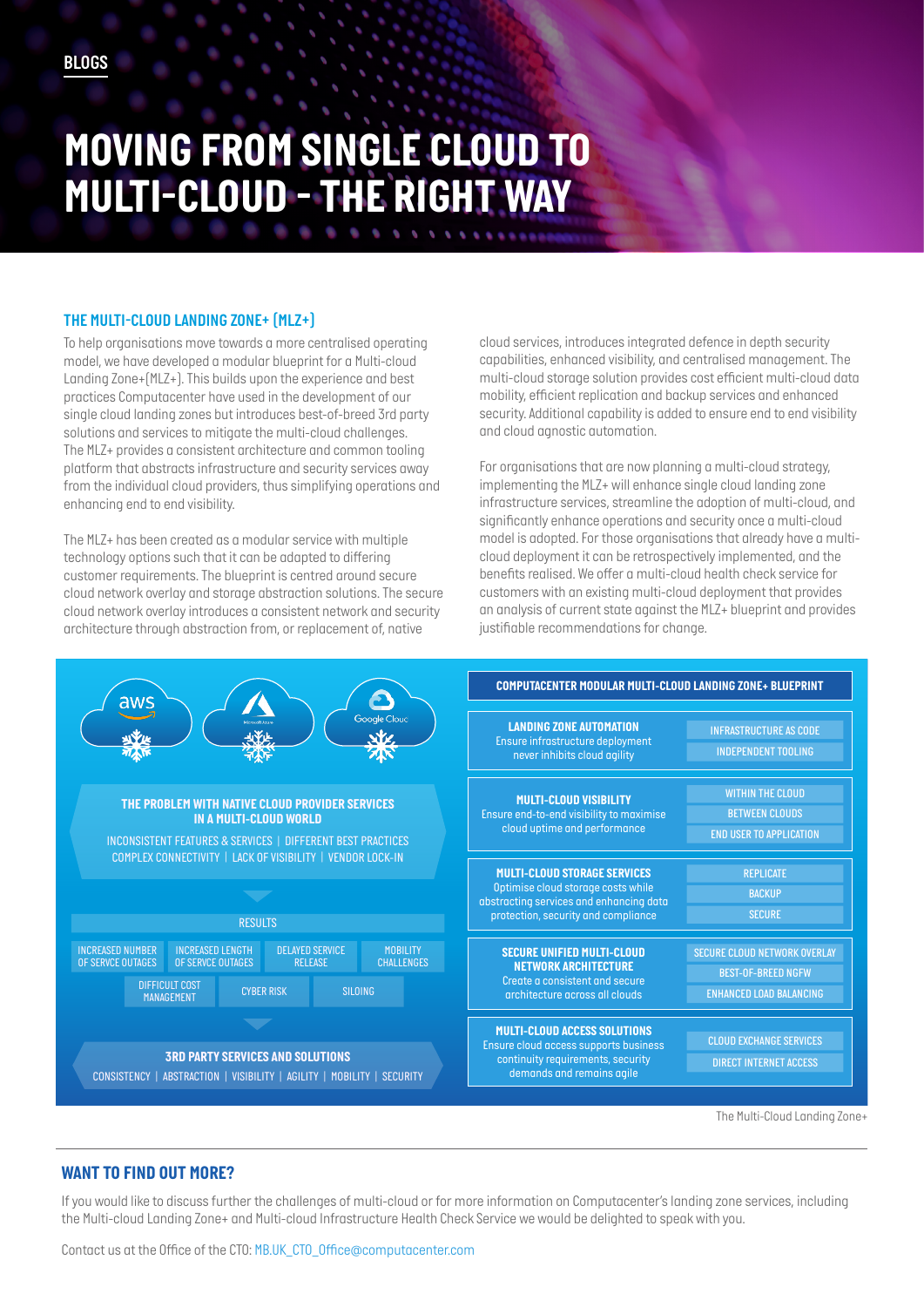BLOGS

# MOVING FROM SINGLE CLOUD TO MULTI-CLOUD – THE RIGHT WAY

## THE MULTI-CLOUD LANDING ZONE+ (MLZ+)

To help organisations move towards a more centralised operating model, we have developed a modular blueprint for a Multi-cloud Landing Zone+(MLZ+). This builds upon the experience and best practices Computacenter have used in the development of our single cloud landing zones but introduces best-of-breed 3rd party solutions and services to mitigate the multi-cloud challenges. The MLZ+ provides a consistent architecture and common tooling platform that abstracts infrastructure and security services away from the individual cloud providers, thus simplifying operations and enhancing end to end visibility.

The MLZ+ has been created as a modular service with multiple technology options such that it can be adapted to differing customer requirements. The blueprint is centred around secure cloud network overlay and storage abstraction solutions. The secure cloud network overlay introduces a consistent network and security architecture through abstraction from, or replacement of, native cloud services, introduces integrated defence in depth security capabilities, enhanced visibility, and centralised management. The multi-cloud storage solution provides cost efficient multi-cloud data mobility, efficient replication and backup services and enhanced security. Additional capability is added to ensure end to end visibility and cloud agnostic automation.

For organisations that are now planning a multi-cloud strategy, implementing the MLZ+ will enhance single cloud landing zone infrastructure services, streamline the adoption of multi-cloud, and significantly enhance operations and security once a multi-cloud model is adopted. For those organisations that already have a multi-cloud deployment it can be retrospectively implemented, and the benefits realised. We offer a multi-cloud health check service for customers with an existing multi-cloud deployment that provides an analysis of current state against the MLZ+ blueprint and provides justifiable recommendations for change.

aws | Microsoft Azure | Google Cloud

THE PROBLEM WITH NATIVE CLOUD PROVIDER SERVICES IN A MULTI-CLOUD WORLD

INCONSISTENT FEATURES & SERVICES | DIFFERENT BEST PRACTICES
COMPLEX CONNECTIVITY | LACK OF VISIBILITY | VENDOR LOCK-IN

RESULTS

INCREASED NUMBER OF SERVICE OUTAGES
INCREASED LENGTH OF SERVICE OUTAGES
DELAYED SERVICE RELEASE
MOBILITY CHALLENGES
DIFFICULT COST MANAGEMENT
CYBER RISK
SILOING

3RD PARTY SERVICES AND SOLUTIONS

CONSISTENCY | ABSTRACTION | VISIBILITY | AGILITY | MOBILITY | SECURITY

COMPUTACENTER MODULAR MULTI-CLOUD LANDING ZONE+ BLUEPRINT

| | |
|---|---|
| **LANDING ZONE AUTOMATION** Ensure infrastructure deployment never inhibits cloud agility | INFRASTRUCTURE AS CODE; INDEPENDENT TOOLING |
| **MULTI-CLOUD VISIBILITY** Ensure end-to-end visibility to maximise cloud uptime and performance | WITHIN THE CLOUD; BETWEEN CLOUDS; END USER TO APPLICATION |
| **MULTI-CLOUD STORAGE SERVICES** Optimise cloud storage costs while abstracting services and enhancing data protection, security and compliance | REPLICATE; BACKUP; SECURE |
| **SECURE UNIFIED MULTI-CLOUD NETWORK ARCHITECTURE** Create a consistent and secure architecture across all clouds | SECURE CLOUD NETWORK OVERLAY; BEST-OF-BREED NGFW; ENHANCED LOAD BALANCING |
| **MULTI-CLOUD ACCESS SOLUTIONS** Ensure cloud access supports business continuity requirements, security demands and remains agile | CLOUD EXCHANGE SERVICES; DIRECT INTERNET ACCESS |

The Multi-Cloud Landing Zone+

## WANT TO FIND OUT MORE?

If you would like to discuss further the challenges of multi-cloud or for more information on Computacenter's landing zone services, including the Multi-cloud Landing Zone+ and Multi-cloud Infrastructure Health Check Service we would be delighted to speak with you.

Contact us at the Office of the CTO: MB.UK_CTO_Office@computacenter.com